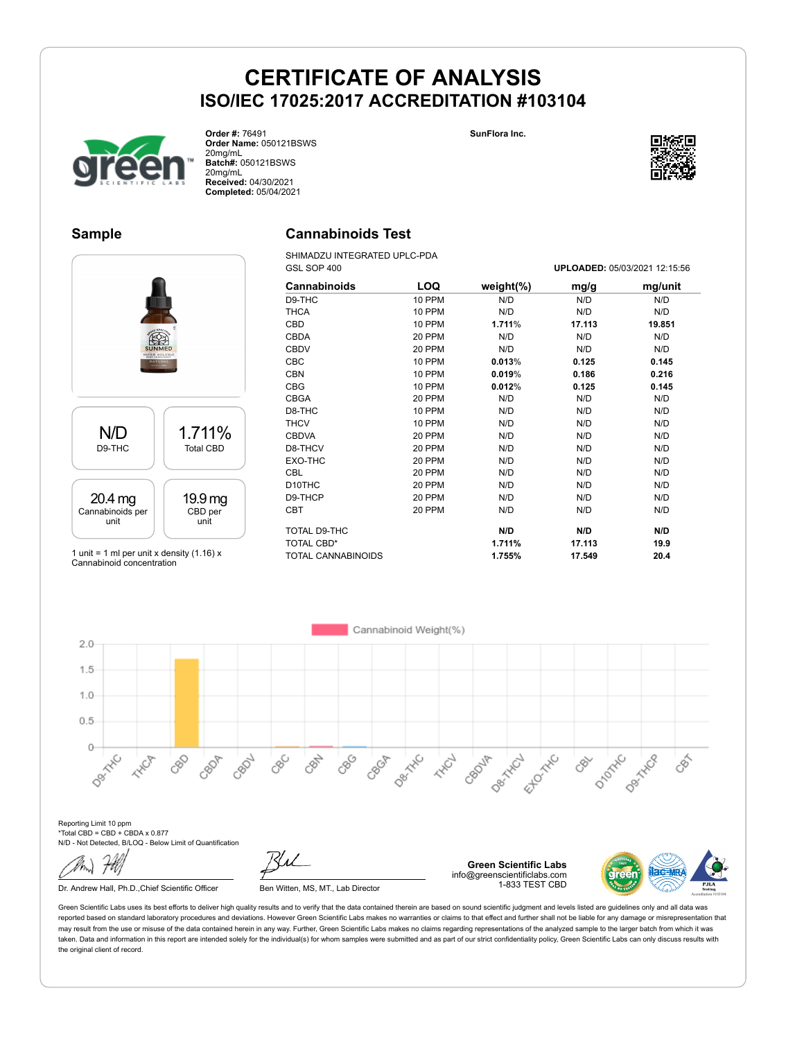# CERTIFICATE OF ANALYSIS

## ISO/IEC 17025:2017 ACCREDITATION #103104

**Order #:** 76491
**Order Name:** 050121BSWS 20mg/mL
**Batch#:** 050121BSWS 20mg/mL
**Received:** 04/30/2021
**Completed:** 05/04/2021

**SunFlora Inc.**

## Sample

| N/D | 1.711% |
|---|---|
| D9-THC | Total CBD |

| 20.4 mg | 19.9 mg |
|---|---|
| Cannabinoids per unit | CBD per unit |

1 unit = 1 ml per unit x density (1.16) x Cannabinoid concentration

## Cannabinoids Test

SHIMADZU INTEGRATED UPLC-PDA
GSL SOP 400

**UPLOADED:** 05/03/2021 12:15:56

| Cannabinoids | LOQ | weight(%) | mg/g | mg/unit |
|---|---|---|---|---|
| D9-THC | 10 PPM | N/D | N/D | N/D |
| THCA | 10 PPM | N/D | N/D | N/D |
| CBD | 10 PPM | **1.711%** | **17.113** | **19.851** |
| CBDA | 20 PPM | N/D | N/D | N/D |
| CBDV | 20 PPM | N/D | N/D | N/D |
| CBC | 10 PPM | **0.013%** | **0.125** | **0.145** |
| CBN | 10 PPM | **0.019%** | **0.186** | **0.216** |
| CBG | 10 PPM | **0.012%** | **0.125** | **0.145** |
| CBGA | 20 PPM | N/D | N/D | N/D |
| D8-THC | 10 PPM | N/D | N/D | N/D |
| THCV | 10 PPM | N/D | N/D | N/D |
| CBDVA | 20 PPM | N/D | N/D | N/D |
| D8-THCV | 20 PPM | N/D | N/D | N/D |
| EXO-THC | 20 PPM | N/D | N/D | N/D |
| CBL | 20 PPM | N/D | N/D | N/D |
| D10THC | 20 PPM | N/D | N/D | N/D |
| D9-THCP | 20 PPM | N/D | N/D | N/D |
| CBT | 20 PPM | N/D | N/D | N/D |
| TOTAL D9-THC | | **N/D** | **N/D** | **N/D** |
| TOTAL CBD* | | **1.711%** | **17.113** | **19.9** |
| TOTAL CANNABINOIDS | | **1.755%** | **17.549** | **20.4** |

Cannabinoid Weight(%)

Reporting Limit 10 ppm
*Total CBD = CBD + CBDA x 0.877
N/D - Not Detected, B/LOQ - Below Limit of Quantification

Dr. Andrew Hall, Ph.D.,Chief Scientific Officer

Ben Witten, MS, MT., Lab Director

**Green Scientific Labs**
info@greenscientificlabs.com
1-833 TEST CBD

Green Scientific Labs uses its best efforts to deliver high quality results and to verify that the data contained therein are based on sound scientific judgment and levels listed are guidelines only and all data was reported based on standard laboratory procedures and deviations. However Green Scientific Labs makes no warranties or claims to that effect and further shall not be liable for any damage or misrepresentation that may result from the use or misuse of the data contained herein in any way. Further, Green Scientific Labs makes no claims regarding representations of the analyzed sample to the larger batch from which it was taken. Data and information in this report are intended solely for the individual(s) for whom samples were submitted and as part of our strict confidentiality policy, Green Scientific Labs can only discuss results with the original client of record.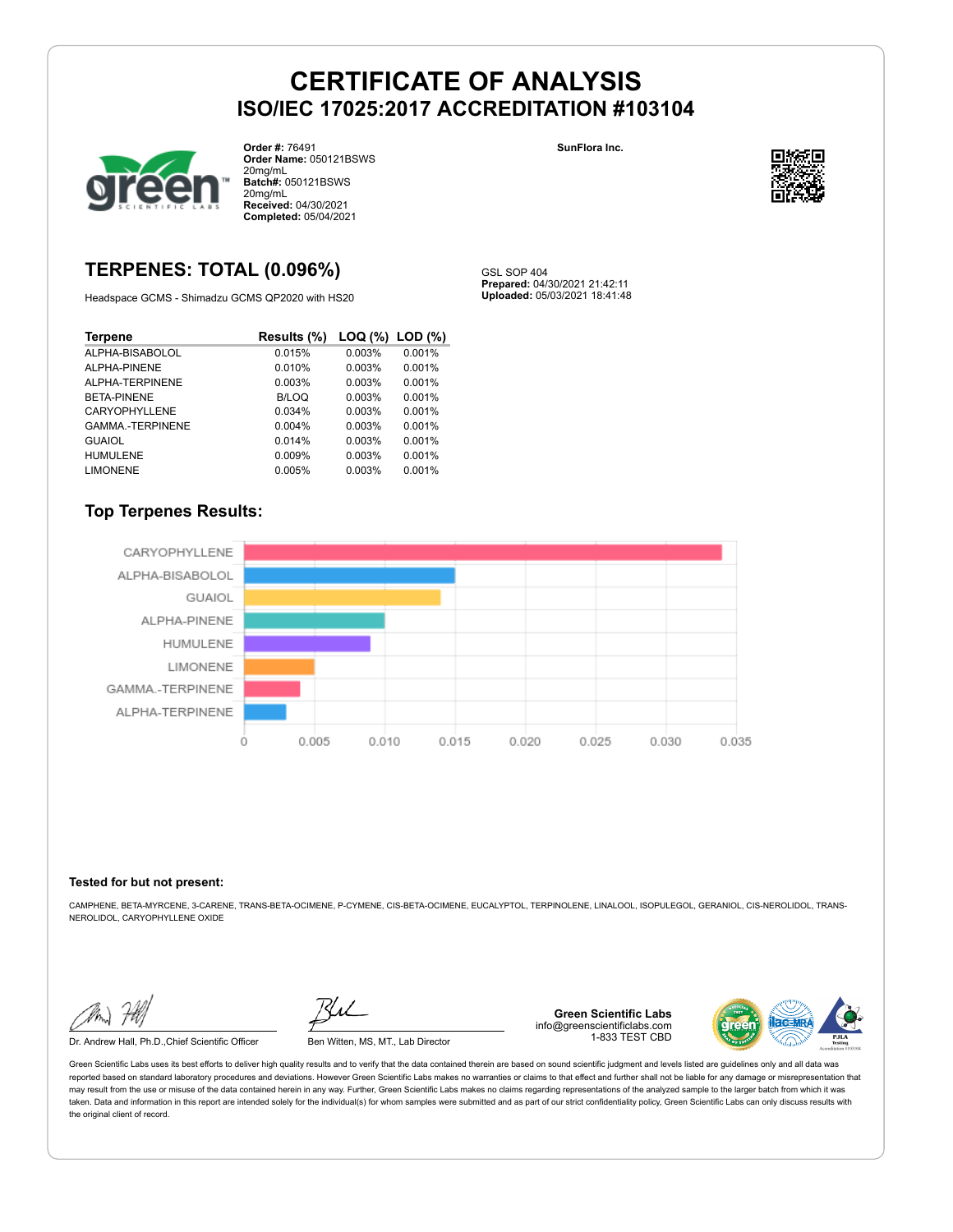# CERTIFICATE OF ANALYSIS

## ISO/IEC 17025:2017 ACCREDITATION #103104

**Order #:** 76491
**Order Name:** 050121BSWS 20mg/mL
**Batch#:** 050121BSWS 20mg/mL
**Received:** 04/30/2021
**Completed:** 05/04/2021

**SunFlora Inc.**

## TERPENES: TOTAL (0.096%)

Headspace GCMS - Shimadzu GCMS QP2020 with HS20

GSL SOP 404
**Prepared:** 04/30/2021 21:42:11
**Uploaded:** 05/03/2021 18:41:48

| Terpene | Results (%) | LOQ (%) | LOD (%) |
|---|---|---|---|
| ALPHA-BISABOLOL | 0.015% | 0.003% | 0.001% |
| ALPHA-PINENE | 0.010% | 0.003% | 0.001% |
| ALPHA-TERPINENE | 0.003% | 0.003% | 0.001% |
| BETA-PINENE | B/LOQ | 0.003% | 0.001% |
| CARYOPHYLLENE | 0.034% | 0.003% | 0.001% |
| GAMMA.-TERPINENE | 0.004% | 0.003% | 0.001% |
| GUAIOL | 0.014% | 0.003% | 0.001% |
| HUMULENE | 0.009% | 0.003% | 0.001% |
| LIMONENE | 0.005% | 0.003% | 0.001% |

### Top Terpenes Results:

| Terpene | Result |
|---|---|
| CARYOPHYLLENE | 0.034 |
| ALPHA-BISABOLOL | 0.015 |
| GUAIOL | 0.014 |
| ALPHA-PINENE | 0.010 |
| HUMULENE | 0.009 |
| LIMONENE | 0.005 |
| GAMMA.-TERPINENE | 0.004 |
| ALPHA-TERPINENE | 0.003 |

**Tested for but not present:**

CAMPHENE, BETA-MYRCENE, 3-CARENE, TRANS-BETA-OCIMENE, P-CYMENE, CIS-BETA-OCIMENE, EUCALYPTOL, TERPINOLENE, LINALOOL, ISOPULEGOL, GERANIOL, CIS-NEROLIDOL, TRANS-NEROLIDOL, CARYOPHYLLENE OXIDE

Dr. Andrew Hall, Ph.D.,Chief Scientific Officer

Ben Witten, MS, MT., Lab Director

**Green Scientific Labs**
info@greenscientificlabs.com
1-833 TEST CBD

Green Scientific Labs uses its best efforts to deliver high quality results and to verify that the data contained therein are based on sound scientific judgment and levels listed are guidelines only and all data was reported based on standard laboratory procedures and deviations. However Green Scientific Labs makes no warranties or claims to that effect and further shall not be liable for any damage or misrepresentation that may result from the use or misuse of the data contained herein in any way. Further, Green Scientific Labs makes no claims regarding representations of the analyzed sample to the larger batch from which it was taken. Data and information in this report are intended solely for the individual(s) for whom samples were submitted and as part of our strict confidentiality policy, Green Scientific Labs can only discuss results with the original client of record.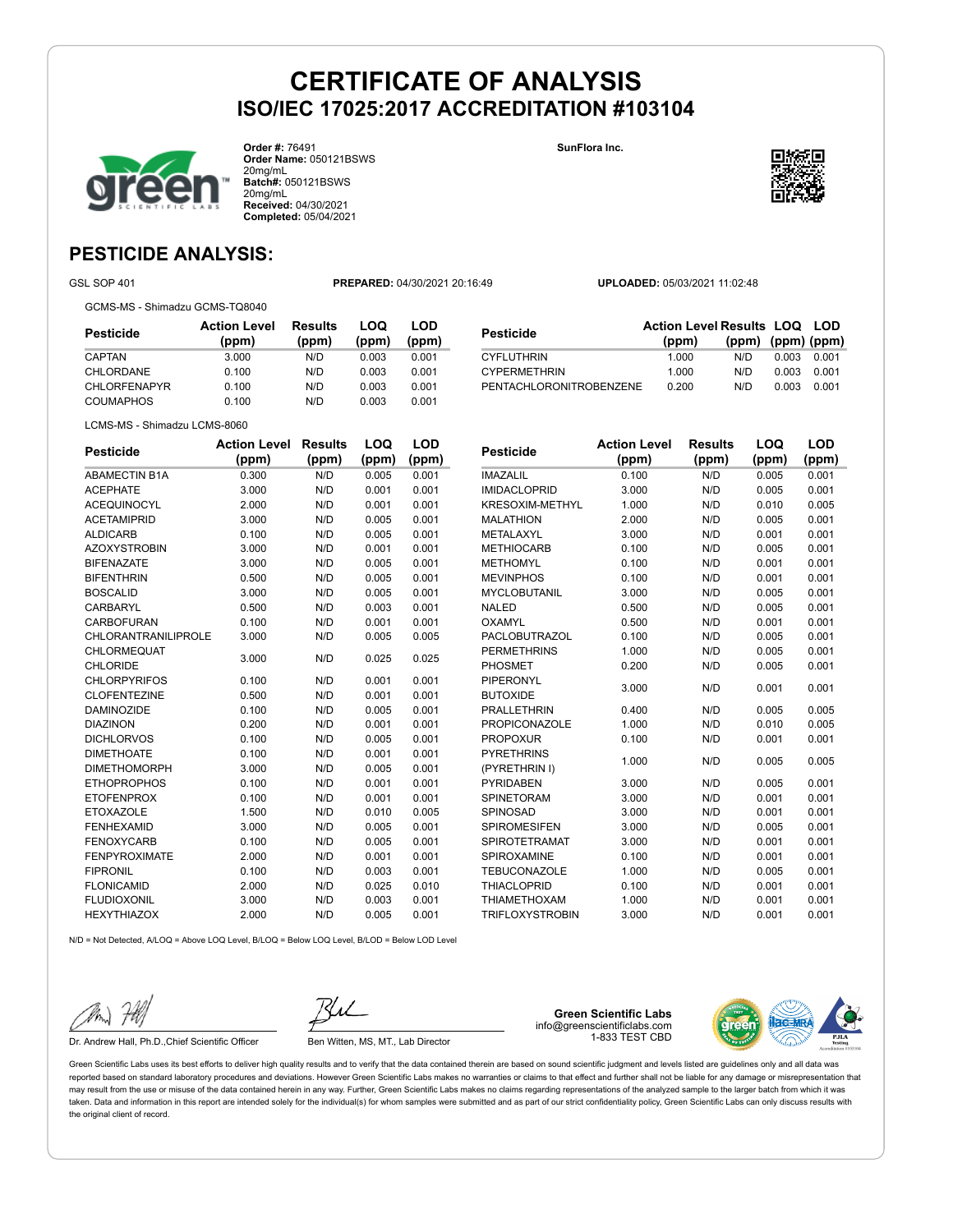# CERTIFICATE OF ANALYSIS
## ISO/IEC 17025:2017 ACCREDITATION #103104

**Order #:** 76491
**Order Name:** 050121BSWS 20mg/mL
**Batch#:** 050121BSWS 20mg/mL
**Received:** 04/30/2021
**Completed:** 05/04/2021

**SunFlora Inc.**

## PESTICIDE ANALYSIS:

GSL SOP 401 **PREPARED:** 04/30/2021 20:16:49 **UPLOADED:** 05/03/2021 11:02:48

GCMS-MS - Shimadzu GCMS-TQ8040

| Pesticide | Action Level (ppm) | Results (ppm) | LOQ (ppm) | LOD (ppm) |
|---|---|---|---|---|
| CAPTAN | 3.000 | N/D | 0.003 | 0.001 |
| CHLORDANE | 0.100 | N/D | 0.003 | 0.001 |
| CHLORFENAPYR | 0.100 | N/D | 0.003 | 0.001 |
| COUMAPHOS | 0.100 | N/D | 0.003 | 0.001 |
| CYFLUTHRIN | 1.000 | N/D | 0.003 | 0.001 |
| CYPERMETHRIN | 1.000 | N/D | 0.003 | 0.001 |
| PENTACHLORONITROBENZENE | 0.200 | N/D | 0.003 | 0.001 |

LCMS-MS - Shimadzu LCMS-8060

| Pesticide | Action Level (ppm) | Results (ppm) | LOQ (ppm) | LOD (ppm) |
|---|---|---|---|---|
| ABAMECTIN B1A | 0.300 | N/D | 0.005 | 0.001 |
| ACEPHATE | 3.000 | N/D | 0.001 | 0.001 |
| ACEQUINOCYL | 2.000 | N/D | 0.001 | 0.001 |
| ACETAMIPRID | 3.000 | N/D | 0.005 | 0.001 |
| ALDICARB | 0.100 | N/D | 0.005 | 0.001 |
| AZOXYSTROBIN | 3.000 | N/D | 0.001 | 0.001 |
| BIFENAZATE | 3.000 | N/D | 0.005 | 0.001 |
| BIFENTHRIN | 0.500 | N/D | 0.005 | 0.001 |
| BOSCALID | 3.000 | N/D | 0.005 | 0.001 |
| CARBARYL | 0.500 | N/D | 0.003 | 0.001 |
| CARBOFURAN | 0.100 | N/D | 0.001 | 0.001 |
| CHLORANTRANILIPROLE | 3.000 | N/D | 0.005 | 0.005 |
| CHLORMEQUAT CHLORIDE | 3.000 | N/D | 0.025 | 0.025 |
| CHLORPYRIFOS | 0.100 | N/D | 0.001 | 0.001 |
| CLOFENTEZINE | 0.500 | N/D | 0.001 | 0.001 |
| DAMINOZIDE | 0.100 | N/D | 0.005 | 0.001 |
| DIAZINON | 0.200 | N/D | 0.001 | 0.001 |
| DICHLORVOS | 0.100 | N/D | 0.005 | 0.001 |
| DIMETHOATE | 0.100 | N/D | 0.001 | 0.001 |
| DIMETHOMORPH | 3.000 | N/D | 0.005 | 0.001 |
| ETHOPROPHOS | 0.100 | N/D | 0.001 | 0.001 |
| ETOFENPROX | 0.100 | N/D | 0.001 | 0.001 |
| ETOXAZOLE | 1.500 | N/D | 0.010 | 0.005 |
| FENHEXAMID | 3.000 | N/D | 0.005 | 0.001 |
| FENOXYCARB | 0.100 | N/D | 0.005 | 0.001 |
| FENPYROXIMATE | 2.000 | N/D | 0.001 | 0.001 |
| FIPRONIL | 0.100 | N/D | 0.003 | 0.001 |
| FLONICAMID | 2.000 | N/D | 0.025 | 0.010 |
| FLUDIOXONIL | 3.000 | N/D | 0.003 | 0.001 |
| HEXYTHIAZOX | 2.000 | N/D | 0.005 | 0.001 |
| IMAZALIL | 0.100 | N/D | 0.005 | 0.001 |
| IMIDACLOPRID | 3.000 | N/D | 0.005 | 0.001 |
| KRESOXIM-METHYL | 1.000 | N/D | 0.010 | 0.005 |
| MALATHION | 2.000 | N/D | 0.005 | 0.001 |
| METALAXYL | 3.000 | N/D | 0.001 | 0.001 |
| METHIOCARB | 0.100 | N/D | 0.005 | 0.001 |
| METHOMYL | 0.100 | N/D | 0.001 | 0.001 |
| MEVINPHOS | 0.100 | N/D | 0.001 | 0.001 |
| MYCLOBUTANIL | 3.000 | N/D | 0.005 | 0.001 |
| NALED | 0.500 | N/D | 0.005 | 0.001 |
| OXAMYL | 0.500 | N/D | 0.001 | 0.001 |
| PACLOBUTRAZOL | 0.100 | N/D | 0.005 | 0.001 |
| PERMETHRINS | 1.000 | N/D | 0.005 | 0.001 |
| PHOSMET | 0.200 | N/D | 0.005 | 0.001 |
| PIPERONYL BUTOXIDE | 3.000 | N/D | 0.001 | 0.001 |
| PRALLETHRIN | 0.400 | N/D | 0.005 | 0.005 |
| PROPICONAZOLE | 1.000 | N/D | 0.010 | 0.005 |
| PROPOXUR | 0.100 | N/D | 0.001 | 0.001 |
| PYRETHRINS (PYRETHRIN I) | 1.000 | N/D | 0.005 | 0.005 |
| PYRIDABEN | 3.000 | N/D | 0.005 | 0.001 |
| SPINETORAM | 3.000 | N/D | 0.001 | 0.001 |
| SPINOSAD | 3.000 | N/D | 0.001 | 0.001 |
| SPIROMESIFEN | 3.000 | N/D | 0.005 | 0.001 |
| SPIROTETRAMAT | 3.000 | N/D | 0.001 | 0.001 |
| SPIROXAMINE | 0.100 | N/D | 0.001 | 0.001 |
| TEBUCONAZOLE | 1.000 | N/D | 0.005 | 0.001 |
| THIACLOPRID | 0.100 | N/D | 0.001 | 0.001 |
| THIAMETHOXAM | 1.000 | N/D | 0.001 | 0.001 |
| TRIFLOXYSTROBIN | 3.000 | N/D | 0.001 | 0.001 |

N/D = Not Detected, A/LOQ = Above LOQ Level, B/LOQ = Below LOQ Level, B/LOD = Below LOD Level

Dr. Andrew Hall, Ph.D.,Chief Scientific Officer

Ben Witten, MS, MT., Lab Director

**Green Scientific Labs**
info@greenscientificlabs.com
1-833 TEST CBD

Green Scientific Labs uses its best efforts to deliver high quality results and to verify that the data contained therein are based on sound scientific judgment and levels listed are guidelines only and all data was reported based on standard laboratory procedures and deviations. However Green Scientific Labs makes no warranties or claims to that effect and further shall not be liable for any damage or misrepresentation that may result from the use or misuse of the data contained herein in any way. Further, Green Scientific Labs makes no claims regarding representations of the analyzed sample to the larger batch from which it was taken. Data and information in this report are intended solely for the individual(s) for whom samples were submitted and as part of our strict confidentiality policy, Green Scientific Labs can only discuss results with the original client of record.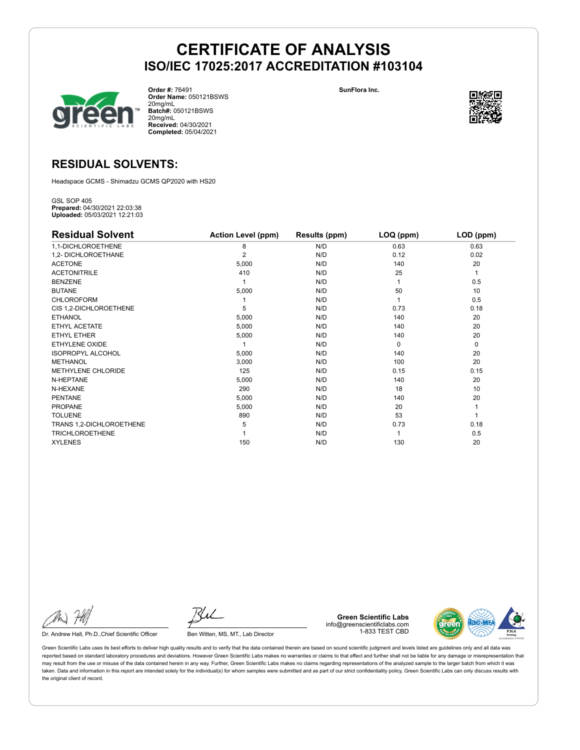# CERTIFICATE OF ANALYSIS

## ISO/IEC 17025:2017 ACCREDITATION #103104

**Order #:** 76491
**Order Name:** 050121BSWS 20mg/mL
**Batch#:** 050121BSWS 20mg/mL
**Received:** 04/30/2021
**Completed:** 05/04/2021

**SunFlora Inc.**

## RESIDUAL SOLVENTS:

Headspace GCMS - Shimadzu GCMS QP2020 with HS20

GSL SOP 405
**Prepared:** 04/30/2021 22:03:38
**Uploaded:** 05/03/2021 12:21:03

| Residual Solvent | Action Level (ppm) | Results (ppm) | LOQ (ppm) | LOD (ppm) |
|---|---|---|---|---|
| 1,1-DICHLOROETHENE | 8 | N/D | 0.63 | 0.63 |
| 1,2- DICHLOROETHANE | 2 | N/D | 0.12 | 0.02 |
| ACETONE | 5,000 | N/D | 140 | 20 |
| ACETONITRILE | 410 | N/D | 25 | 1 |
| BENZENE | 1 | N/D | 1 | 0.5 |
| BUTANE | 5,000 | N/D | 50 | 10 |
| CHLOROFORM | 1 | N/D | 1 | 0.5 |
| CIS 1,2-DICHLOROETHENE | 5 | N/D | 0.73 | 0.18 |
| ETHANOL | 5,000 | N/D | 140 | 20 |
| ETHYL ACETATE | 5,000 | N/D | 140 | 20 |
| ETHYL ETHER | 5,000 | N/D | 140 | 20 |
| ETHYLENE OXIDE | 1 | N/D | 0 | 0 |
| ISOPROPYL ALCOHOL | 5,000 | N/D | 140 | 20 |
| METHANOL | 3,000 | N/D | 100 | 20 |
| METHYLENE CHLORIDE | 125 | N/D | 0.15 | 0.15 |
| N-HEPTANE | 5,000 | N/D | 140 | 20 |
| N-HEXANE | 290 | N/D | 18 | 10 |
| PENTANE | 5,000 | N/D | 140 | 20 |
| PROPANE | 5,000 | N/D | 20 | 1 |
| TOLUENE | 890 | N/D | 53 | 1 |
| TRANS 1,2-DICHLOROETHENE | 5 | N/D | 0.73 | 0.18 |
| TRICHLOROETHENE | 1 | N/D | 1 | 0.5 |
| XYLENES | 150 | N/D | 130 | 20 |

Dr. Andrew Hall, Ph.D.,Chief Scientific Officer

Ben Witten, MS, MT., Lab Director

**Green Scientific Labs**
info@greenscientificlabs.com
1-833 TEST CBD

Green Scientific Labs uses its best efforts to deliver high quality results and to verify that the data contained therein are based on sound scientific judgment and levels listed are guidelines only and all data was reported based on standard laboratory procedures and deviations. However Green Scientific Labs makes no warranties or claims to that effect and further shall not be liable for any damage or misrepresentation that may result from the use or misuse of the data contained herein in any way. Further, Green Scientific Labs makes no claims regarding representations of the analyzed sample to the larger batch from which it was taken. Data and information in this report are intended solely for the individual(s) for whom samples were submitted and as part of our strict confidentiality policy, Green Scientific Labs can only discuss results with the original client of record.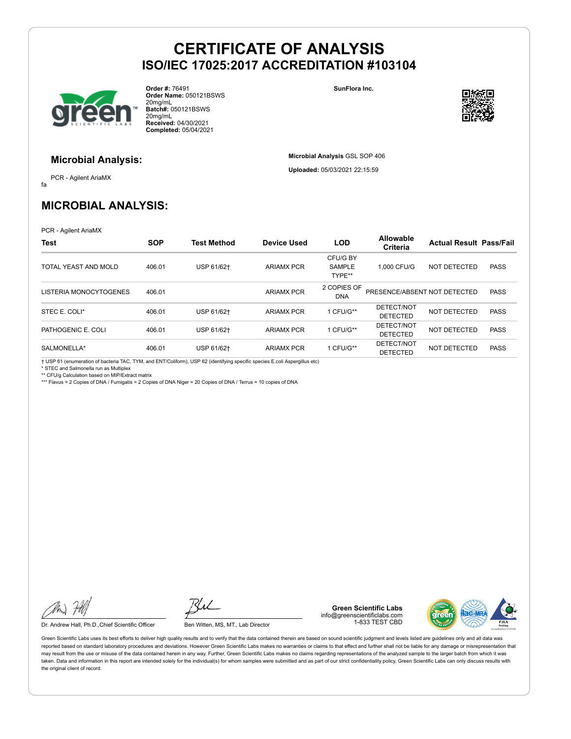# CERTIFICATE OF ANALYSIS

## ISO/IEC 17025:2017 ACCREDITATION #103104

**Order #:** 76491
**Order Name:** 050121BSWS 20mg/mL
**Batch#:** 050121BSWS 20mg/mL
**Received:** 04/30/2021
**Completed:** 05/04/2021

**SunFlora Inc.**

### Microbial Analysis:

PCR - Agilent AriaMX

fa

**Microbial Analysis** GSL SOP 406

**Uploaded:** 05/03/2021 22:15:59

## MICROBIAL ANALYSIS:

PCR - Agilent AriaMX

| Test | SOP | Test Method | Device Used | LOD | Allowable Criteria | Actual Result | Pass/Fail |
|---|---|---|---|---|---|---|---|
| TOTAL YEAST AND MOLD | 406.01 | USP 61/62† | ARIAMX PCR | CFU/G BY SAMPLE TYPE** | 1,000 CFU/G | NOT DETECTED | PASS |
| LISTERIA MONOCYTOGENES | 406.01 | | ARIAMX PCR | 2 COPIES OF DNA | PRESENCE/ABSENT | NOT DETECTED | PASS |
| STEC E. COLI* | 406.01 | USP 61/62† | ARIAMX PCR | 1 CFU/G** | DETECT/NOT DETECTED | NOT DETECTED | PASS |
| PATHOGENIC E. COLI | 406.01 | USP 61/62† | ARIAMX PCR | 1 CFU/G** | DETECT/NOT DETECTED | NOT DETECTED | PASS |
| SALMONELLA* | 406.01 | USP 61/62† | ARIAMX PCR | 1 CFU/G** | DETECT/NOT DETECTED | NOT DETECTED | PASS |

† USP 61 (enumeration of bacteria TAC, TYM, and ENT/Coliform), USP 62 (identifying specific species E.coli Aspergillus etc)
* STEC and Salmonella run as Multiplex
** CFU/g Calculation based on MIP/Extract matrix
*** Flavus = 2 Copies of DNA / Fumigatis = 2 Copies of DNA Niger = 20 Copies of DNA / Terrus = 10 copies of DNA

Dr. Andrew Hall, Ph.D.,Chief Scientific Officer

Ben Witten, MS, MT., Lab Director

**Green Scientific Labs**
info@greenscientificlabs.com
1-833 TEST CBD

Green Scientific Labs uses its best efforts to deliver high quality results and to verify that the data contained therein are based on sound scientific judgment and levels listed are guidelines only and all data was reported based on standard laboratory procedures and deviations. However Green Scientific Labs makes no warranties or claims to that effect and further shall not be liable for any damage or misrepresentation that may result from the use or misuse of the data contained herein in any way. Further, Green Scientific Labs makes no claims regarding representations of the analyzed sample to the larger batch from which it was taken. Data and information in this report are intended solely for the individual(s) for whom samples were submitted and as part of our strict confidentiality policy, Green Scientific Labs can only discuss results with the original client of record.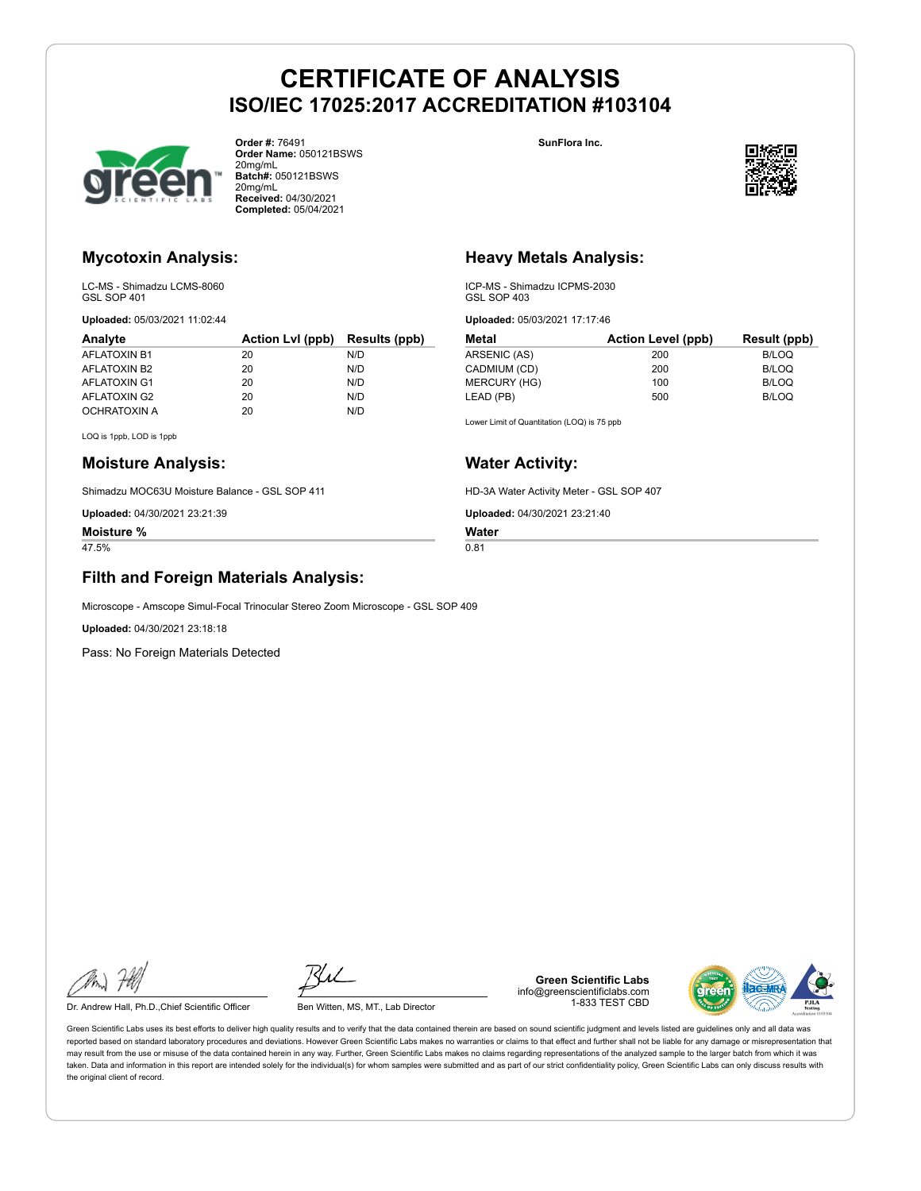# CERTIFICATE OF ANALYSIS
## ISO/IEC 17025:2017 ACCREDITATION #103104

**Order #:** 76491
**Order Name:** 050121BSWS 20mg/mL
**Batch#:** 050121BSWS 20mg/mL
**Received:** 04/30/2021
**Completed:** 05/04/2021

SunFlora Inc.

## Mycotoxin Analysis:

LC-MS - Shimadzu LCMS-8060
GSL SOP 401

**Uploaded:** 05/03/2021 11:02:44

| Analyte | Action Lvl (ppb) | Results (ppb) |
|---|---|---|
| AFLATOXIN B1 | 20 | N/D |
| AFLATOXIN B2 | 20 | N/D |
| AFLATOXIN G1 | 20 | N/D |
| AFLATOXIN G2 | 20 | N/D |
| OCHRATOXIN A | 20 | N/D |

LOQ is 1ppb, LOD is 1ppb

## Heavy Metals Analysis:

ICP-MS - Shimadzu ICPMS-2030
GSL SOP 403

**Uploaded:** 05/03/2021 17:17:46

| Metal | Action Level (ppb) | Result (ppb) |
|---|---|---|
| ARSENIC (AS) | 200 | B/LOQ |
| CADMIUM (CD) | 200 | B/LOQ |
| MERCURY (HG) | 100 | B/LOQ |
| LEAD (PB) | 500 | B/LOQ |

Lower Limit of Quantitation (LOQ) is 75 ppb

## Moisture Analysis:

Shimadzu MOC63U Moisture Balance - GSL SOP 411

**Uploaded:** 04/30/2021 23:21:39

| Moisture % |
|---|
| 47.5% |

## Water Activity:

HD-3A Water Activity Meter - GSL SOP 407

**Uploaded:** 04/30/2021 23:21:40

| Water |
|---|
| 0.81 |

## Filth and Foreign Materials Analysis:

Microscope - Amscope Simul-Focal Trinocular Stereo Zoom Microscope - GSL SOP 409

**Uploaded:** 04/30/2021 23:18:18

Pass: No Foreign Materials Detected

Dr. Andrew Hall, Ph.D.,Chief Scientific Officer

Ben Witten, MS, MT., Lab Director

**Green Scientific Labs**
info@greenscientificlabs.com
1-833 TEST CBD

Green Scientific Labs uses its best efforts to deliver high quality results and to verify that the data contained therein are based on sound scientific judgment and levels listed are guidelines only and all data was reported based on standard laboratory procedures and deviations. However Green Scientific Labs makes no warranties or claims to that effect and further shall not be liable for any damage or misrepresentation that may result from the use or misuse of the data contained herein in any way. Further, Green Scientific Labs makes no claims regarding representations of the analyzed sample to the larger batch from which it was taken. Data and information in this report are intended solely for the individual(s) for whom samples were submitted and as part of our strict confidentiality policy, Green Scientific Labs can only discuss results with the original client of record.